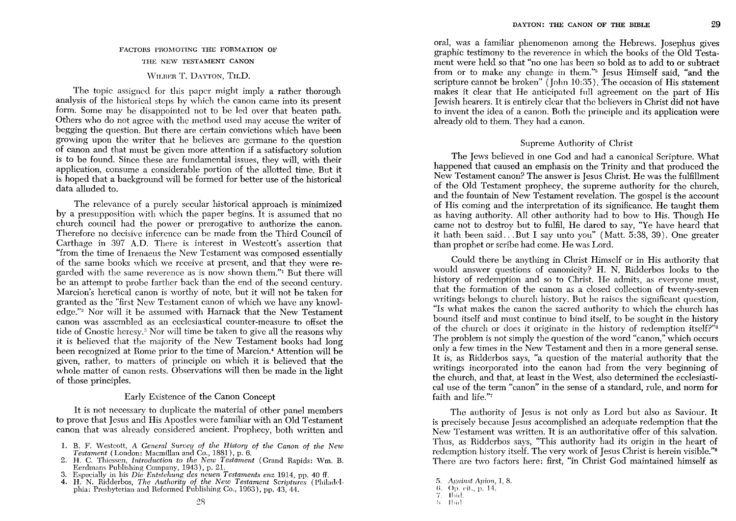## FACTORS PROMOTING THE FORMATION OF THE NEW TESTAMENT CANON

WILBER T. DAYTON, TH.D.

The topic assigned for this paper might imply a rather thorough analysis of the historical steps by which the canon came into its present form. Some may be disappointed not to be led over that beaten path. Others who do not agree with the method used may accuse the writer of begging the question. But there are certain convictions which have been growing upon the writer that he believes are germane to the question of canon and that must be given more attention if a satisfactory solution is to be found. Since these are fundamental issues, they will, with their application, consume a considerable portion of the allotted time. But it is hoped that a background will be formed for better use of the historical data alluded to.

The relevance of a purely secular historical approach is minimized by a presupposition with which the paper begins. It is assumed that no church council had the power or prerogative to authorize the canon. Therefore no decisive inference can be made from the Third Council of Carthage in 397 A.D. There is interest in Westcott's assertion that "from the time of Irenaeus the New Testament was composed essentially of the same books which we receive at present, and that they were regarded with the same reverence as is now shown them."[1] But there will be an attempt to probe farther back than the end of the second century. Marcion's heretical canon is worthy of note, but it will not be taken for granted as the "first New Testament canon of which we have any knowledge."[2] Nor will it be assumed with Harnack that the New Testament canon was assembled as an ecclesiastical counter-measure to offset the tide of Gnostic heresy.[3] Nor will time be taken to give all the reasons why it is believed that the majority of the New Testament books had long been recognized at Rome prior to the time of Marcion.[4] Attention will be given, rather, to matters of principle on which it is believed that the whole matter of canon rests. Observations will then be made in the light of those principles.

### Early Existence of the Canon Concept

It is not necessary to duplicate the material of other panel members to prove that Jesus and His Apostles were familiar with an Old Testament canon that was already considered ancient. Prophecy, both written and oral, was a familiar phenomenon among the Hebrews. Josephus gives graphic testimony to the reverence in which the books of the Old Testament were held so that "no one has been so bold as to add to or subtract from or to make any change in them."[5] Jesus Himself said, "and the scripture cannot be broken" (John 10:35). The occasion of His statement makes it clear that He anticipated full agreement on the part of His Jewish hearers. It is entirely clear that the believers in Christ did not have to invent the idea of a canon. Both the principle and its application were already old to them. They had a canon.

### Supreme Authority of Christ

The Jews believed in one God and had a canonical Scripture. What happened that caused an emphasis on the Trinity and that produced the New Testament canon? The answer is Jesus Christ. He was the fulfillment of the Old Testament prophecy, the supreme authority for the church, and the fountain of New Testament revelation. The gospel is the account of His coming and the interpretation of its significance. He taught them as having authority. All other authority had to bow to His. Though He came not to destroy but to fulfil, He dared to say, "Ye have heard that it hath been said...But I say unto you" (Matt. 5:38, 39). One greater than prophet or scribe had come. He was Lord.

Could there be anything in Christ Himself or in His authority that would answer questions of canonicity? H. N. Ridderbos looks to the history of redemption and so to Christ. He admits, as everyone must, that the formation of the canon as a closed collection of twenty-seven writings belongs to church history. But he raises the significant question, "Is what makes the canon the sacred authority to which the church has bound itself and must continue to bind itself, to be sought in the history of the church or does it originate in the history of redemption itself?"[6] The problem is not simply the question of the word "canon," which occurs only a few times in the New Testament and then in a more general sense. It is, as Ridderbos says, "a question of the material authority that the writings incorporated into the canon had from the very beginning of the church, and that, at least in the West, also determined the ecclesiastical use of the term "canon" in the sense of a standard, rule, and norm for faith and life."[7]

The authority of Jesus is not only as Lord but also as Saviour. It is precisely because Jesus accomplished an adequate redemption that the New Testament was written. It is an authoritative offer of this salvation. Thus, as Ridderbos says, "This authority had its origin in the heart of redemption history itself. The very work of Jesus Christ is herein visible."[8] There are two factors here: first, "in Christ God maintained himself as

1. B. F. Westcott, *A General Survey of the History of the Canon of the New Testament* (London: Macmillan and Co., 1881), p. 6.
2. H. C. Thiessen, *Introduction to the New Testament* (Grand Rapids: Wm. B. Eerdmans Publishing Company, 1943), p. 21.
3. Especially in his *Die Entstehung des neuen Testaments enz* 1914, pp. 40 ff.
4. H. N. Ridderbos, *The Authority of the New Testament Scriptures* (Philadelphia: Presbyterian and Reformed Publishing Co., 1963), pp. 43, 44.
5. *Against Apion*, I, 8.
6. Op. cit., p. 14.
7. Ibid.
8. Ibid.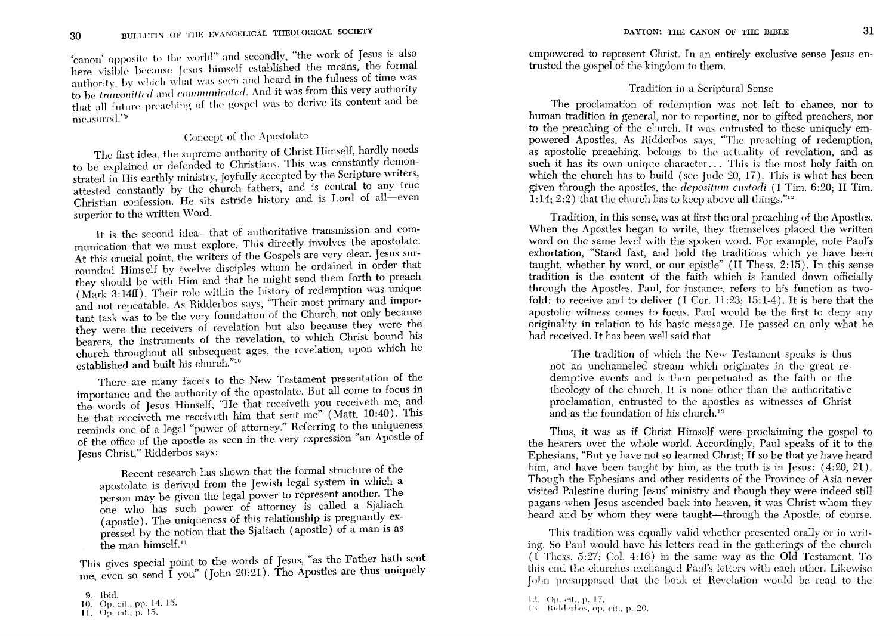'canon' opposite to the world" and secondly, "the work of Jesus is also here visible because Jesus himself established the means, the formal authority, by which what was seen and heard in the fulness of time was to be *transmitted* and *communicated*. And it was from this very authority that all future preaching of the gospel was to derive its content and be measured."[9]

### Concept of the Apostolate

The first idea, the supreme authority of Christ Himself, hardly needs to be explained or defended to Christians. This was constantly demonstrated in His earthly ministry, joyfully accepted by the Scripture writers, attested constantly by the church fathers, and is central to any true Christian confession. He sits astride history and is Lord of all—even superior to the written Word.

It is the second idea—that of authoritative transmission and communication that we must explore. This directly involves the apostolate. At this crucial point, the writers of the Gospels are very clear. Jesus surrounded Himself by twelve disciples whom he ordained in order that they should be with Him and that he might send them forth to preach (Mark 3:14ff). Their role within the history of redemption was unique and not repeatable. As Ridderbos says, "Their most primary and important task was to be the very foundation of the Church, not only because they were the receivers of revelation but also because they were the bearers, the instruments of the revelation, to which Christ bound his church throughout all subsequent ages, the revelation, upon which he established and built his church."[10]

There are many facets to the New Testament presentation of the importance and the authority of the apostolate. But all come to focus in the words of Jesus Himself, "He that receiveth you receiveth me, and he that receiveth me receiveth him that sent me" (Matt. 10:40). This reminds one of a legal "power of attorney." Referring to the uniqueness of the office of the apostle as seen in the very expression "an Apostle of Jesus Christ," Ridderbos says:

> Recent research has shown that the formal structure of the apostolate is derived from the Jewish legal system in which a person may be given the legal power to represent another. The one who has such power of attorney is called a Sjaliach (apostle). The uniqueness of this relationship is pregnantly expressed by the notion that the Sjaliach (apostle) of a man is as the man himself.[11]

This gives special point to the words of Jesus, "as the Father hath sent me, even so send I you" (John 20:21). The Apostles are thus uniquely empowered to represent Christ. In an entirely exclusive sense Jesus entrusted the gospel of the kingdom to them.

9. Ibid.
10. Op. cit., pp. 14, 15.
11. Op. cit., p. 15.

### Tradition in a Scriptural Sense

The proclamation of redemption was not left to chance, nor to human tradition in general, nor to reporting, nor to gifted preachers, nor to the preaching of the church. It was entrusted to these uniquely empowered Apostles. As Ridderbos says, "The preaching of redemption, as apostolic preaching, belongs to the actuality of revelation, and as such it has its own unique character... This is the most holy faith on which the church has to build (see Jude 20, 17). This is what has been given through the apostles, the *depositum custodi* (I Tim. 6:20; II Tim. 1:14; 2:2) that the church has to keep above all things."[12]

Tradition, in this sense, was at first the oral preaching of the Apostles. When the Apostles began to write, they themselves placed the written word on the same level with the spoken word. For example, note Paul's exhortation, "Stand fast, and hold the traditions which ye have been taught, whether by word, or our epistle" (II Thess. 2:15). In this sense tradition is the content of the faith which is handed down officially through the Apostles. Paul, for instance, refers to his function as twofold: to receive and to deliver (I Cor. 11:23; 15:1-4). It is here that the apostolic witness comes to focus. Paul would be the first to deny any originality in relation to his basic message. He passed on only what he had received. It has been well said that

> The tradition of which the New Testament speaks is thus not an unchanneled stream which originates in the great redemptive events and is then perpetuated as the faith or the theology of the church. It is none other than the authoritative proclamation, entrusted to the apostles as witnesses of Christ and as the foundation of his church.[13]

Thus, it was as if Christ Himself were proclaiming the gospel to the hearers over the whole world. Accordingly, Paul speaks of it to the Ephesians, "But ye have not so learned Christ; If so be that ye have heard him, and have been taught by him, as the truth is in Jesus: (4:20, 21). Though the Ephesians and other residents of the Province of Asia never visited Palestine during Jesus' ministry and though they were indeed still pagans when Jesus ascended back into heaven, it was Christ whom they heard and by whom they were taught—through the Apostle, of course.

This tradition was equally valid whether presented orally or in writing. So Paul would have his letters read in the gatherings of the church (I Thess. 5:27; Col. 4:16) in the same way as the Old Testament. To this end the churches exchanged Paul's letters with each other. Likewise John presupposed that the book of Revelation would be read to the

12. Op. cit., p. 17.
13. Ridderbos, op. cit., p. 20.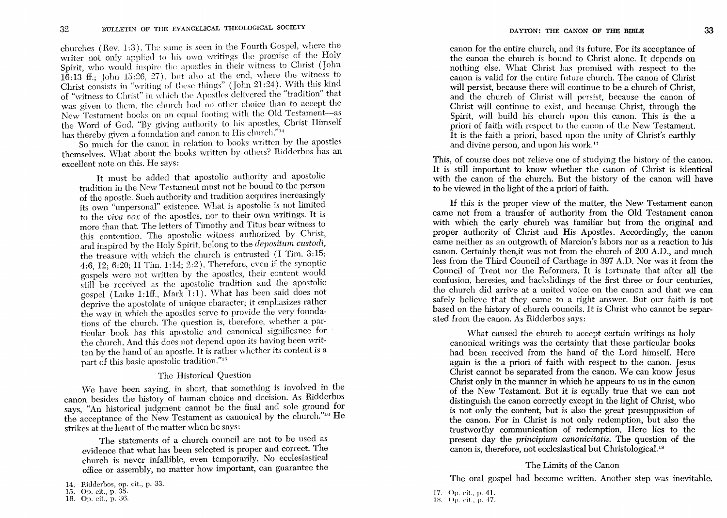churches (Rev. 1:3). The same is seen in the Fourth Gospel, where the writer not only applied to his own writings the promise of the Holy Spirit, who would inspire the apostles in their witness to Christ (John 16:13 ff.; John 15:26, 27), but also at the end, where the witness to Christ consists in "writing of these things" (John 21:24). With this kind of "witness to Christ" in which the Apostles delivered the "tradition" that was given to them, the church had no other choice than to accept the New Testament books on an equal footing with the Old Testament—as the Word of God. "By giving authority to his apostles, Christ Himself has thereby given a foundation and canon to His church."[14]

So much for the canon in relation to books written by the apostles themselves. What about the books written by others? Ridderbos has an excellent note on this. He says:

> It must be added that apostolic authority and apostolic tradition in the New Testament must not be bound to the person of the apostle. Such authority and tradition acquires increasingly its own "unpersonal" existence. What is apostolic is not limited to the *viva vox* of the apostles, nor to their own writings. It is more than that. The letters of Timothy and Titus bear witness to this contention. The apostolic witness authorized by Christ, and inspired by the Holy Spirit, belong to the *depositum custodi,* the treasure with which the church is entrusted (I Tim. 3:15; 4:6, 12; 6:20; II Tim. 1:14; 2:2). Therefore, even if the synoptic gospels were not written by the apostles, their content would still be received as the apostolic tradition and the apostolic gospel (Luke 1:1ff., Mark 1:1). What has been said does not deprive the apostolate of unique character; it emphasizes rather the way in which the apostles serve to provide the very foundations of the church. The question is, therefore, whether a particular book has this apostolic and canonical significance for the church. And this does not depend upon its having been written by the hand of an apostle. It is rather whether its content is a part of this basic apostolic tradition."[15]

## The Historical Question

We have been saying, in short, that something is involved in the canon besides the history of human choice and decision. As Ridderbos says, "An historical judgment cannot be the final and sole ground for the acceptance of the New Testament as canonical by the church."[16] He strikes at the heart of the matter when he says:

> The statements of a church council are not to be used as evidence that what has been selected is proper and correct. The church is never infallible, even temporarily. No ecclesiastical office or assembly, no matter how important, can guarantee the canon for the entire church, and its future. For its acceptance of the canon the church is bound to Christ alone. It depends on nothing else. What Christ has promised with respect to the canon is valid for the entire future church. The canon of Christ will persist, because there will continue to be a church of Christ, and the church of Christ will persist, because the canon of Christ will continue to exist, and because Christ, through the Spirit, will build his church upon this canon. This is the a priori of faith with respect to the canon of the New Testament. It is the faith a priori, based upon the unity of Christ's earthly and divine person, and upon his work.[17]

This, of course does not relieve one of studying the history of the canon. It is still important to know whether the canon of Christ is identical with the canon of the church. But the history of the canon will have to be viewed in the light of the a priori of faith.

If this is the proper view of the matter, the New Testament canon came not from a transfer of authority from the Old Testament canon with which the early church was familiar but from the original and proper authority of Christ and His Apostles. Accordingly, the canon came neither as an outgrowth of Marcion's labors nor as a reaction to his canon. Certainly then,it was not from the church of 200 A.D., and much less from the Third Council of Carthage in 397 A.D. Nor was it from the Council of Trent nor the Reformers. It is fortunate that after all the confusion, heresies, and backslidings of the first three or four centuries, the church did arrive at a united voice on the canon and that we can safely believe that they came to a right answer. But our faith is not based on the history of church councils. It is Christ who cannot be separated from the canon. As Ridderbos says:

> What caused the church to accept certain writings as holy canonical writings was the certainty that these particular books had been received from the hand of the Lord himself. Here again is the a priori of faith with respect to the canon. Jesus Christ cannot be separated from the canon. We can know Jesus Christ only in the manner in which he appears to us in the canon of the New Testament. But it is equally true that we can not distinguish the canon correctly except in the light of Christ, who is not only the content, but is also the great presupposition of the canon. For in Christ is not only redemption, but also the trustworthy communication of redemption. Here lies to the present day the *principium canonicitatis.* The question of the canon is, therefore, not ecclesiastical but Christological.[18]

## The Limits of the Canon

The oral gospel had become written. Another step was inevitable.

14. Ridderbos, op. cit., p. 33.
15. Op. cit., p. 35.
16. Op. cit., p. 36.
17. Op. cit., p. 41.
18. Op. cit., p. 47.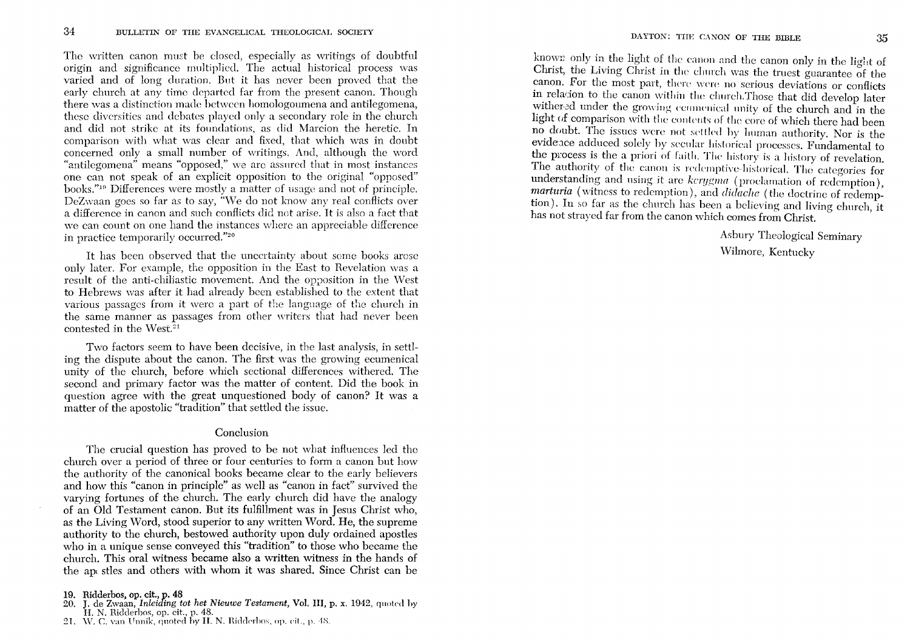The written canon must be closed, especially as writings of doubtful origin and significance multiplied. The actual historical process was varied and of long duration. But it has never been proved that the early church at any time departed far from the present canon. Though there was a distinction made between homologoumena and antilegomena, these diversities and debates played only a secondary role in the church and did not strike at its foundations, as did Marcion the heretic. In comparison with what was clear and fixed, that which was in doubt concerned only a small number of writings. And, although the word "antilegomena" means "opposed," we are assured that in most instances one can not speak of an explicit opposition to the original "opposed" books.[19] Differences were mostly a matter of usage and not of principle. DeZwaan goes so far as to say, "We do not know any real conflicts over a difference in canon and such conflicts did not arise. It is also a fact that we can count on one hand the instances where an appreciable difference in practice temporarily occurred."[20]

It has been observed that the uncertainty about some books arose only later. For example, the opposition in the East to Revelation was a result of the anti-chiliastic movement. And the opposition in the West to Hebrews was after it had already been established to the extent that various passages from it were a part of the language of the church in the same manner as passages from other writers that had never been contested in the West.[21]

Two factors seem to have been decisive, in the last analysis, in settling the dispute about the canon. The first was the growing ecumenical unity of the church, before which sectional differences withered. The second and primary factor was the matter of content. Did the book in question agree with the great unquestioned body of canon? It was a matter of the apostolic "tradition" that settled the issue.

## Conclusion

The crucial question has proved to be not what influences led the church over a period of three or four centuries to form a canon but how the authority of the canonical books became clear to the early believers and how this "canon in principle" as well as "canon in fact" survived the varying fortunes of the church. The early church did have the analogy of an Old Testament canon. But its fulfillment was in Jesus Christ who, as the Living Word, stood superior to any written Word. He, the supreme authority to the church, bestowed authority upon duly ordained apostles who in a unique sense conveyed this "tradition" to those who became the church. This oral witness became also a written witness in the hands of the apostles and others with whom it was shared. Since Christ can be known only in the light of the canon and the canon only in the light of Christ, the Living Christ in the church was the truest guarantee of the canon. For the most part, there were no serious deviations or conflicts in relation to the canon within the church. Those that did develop later withered under the growing ecumenical unity of the church and in the light of comparison with the contents of the core of which there had been no doubt. The issues were not settled by human authority. Nor is the evidence adduced solely by secular historical processes. Fundamental to the process is the a priori of faith. The history is a history of revelation. The authority of the canon is redemptive-historical. The categories for understanding and using it are *kerygma* (proclamation of redemption), *marturia* (witness to redemption), and *didache* (the doctrine of redemption). In so far as the church has been a believing and living church, it has not strayed far from the canon which comes from Christ.

Asbury Theological Seminary
Wilmore, Kentucky

---

19. Ridderbos, op. cit., p. 48
20. J. de Zwaan, *Inleiding tot het Nieuwe Testament*, Vol. III, p. x. 1942, quoted by H. N. Ridderbos, op. cit., p. 48.
21. W. C. van Unnik, quoted by H. N. Ridderbos, op. cit., p. 48.